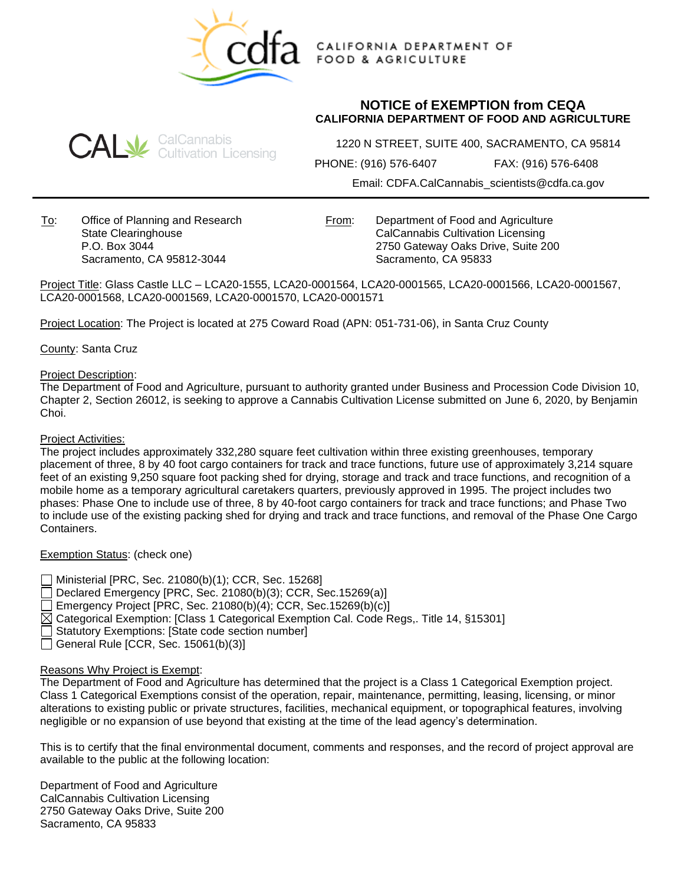CALIFORNIA DEPARTMENT OF FOOD & AGRICULTURE

CalCannabis Cultivation Licensing

## NOTICE of EXEMPTION from CEQA
### CALIFORNIA DEPARTMENT OF FOOD AND AGRICULTURE

1220 N STREET, SUITE 400, SACRAMENTO, CA 95814

PHONE: (916) 576-6407 FAX: (916) 576-6408

Email: CDFA.CalCannabis_scientists@cdfa.ca.gov

---

To: Office of Planning and Research
State Clearinghouse
P.O. Box 3044
Sacramento, CA 95812-3044

From: Department of Food and Agriculture
CalCannabis Cultivation Licensing
2750 Gateway Oaks Drive, Suite 200
Sacramento, CA 95833

Project Title: Glass Castle LLC – LCA20-1555, LCA20-0001564, LCA20-0001565, LCA20-0001566, LCA20-0001567, LCA20-0001568, LCA20-0001569, LCA20-0001570, LCA20-0001571

Project Location: The Project is located at 275 Coward Road (APN: 051-731-06), in Santa Cruz County

County: Santa Cruz

Project Description:
The Department of Food and Agriculture, pursuant to authority granted under Business and Procession Code Division 10, Chapter 2, Section 26012, is seeking to approve a Cannabis Cultivation License submitted on June 6, 2020, by Benjamin Choi.

Project Activities:
The project includes approximately 332,280 square feet cultivation within three existing greenhouses, temporary placement of three, 8 by 40 foot cargo containers for track and trace functions, future use of approximately 3,214 square feet of an existing 9,250 square foot packing shed for drying, storage and track and trace functions, and recognition of a mobile home as a temporary agricultural caretakers quarters, previously approved in 1995. The project includes two phases: Phase One to include use of three, 8 by 40-foot cargo containers for track and trace functions; and Phase Two to include use of the existing packing shed for drying and track and trace functions, and removal of the Phase One Cargo Containers.

Exemption Status: (check one)

- ☐ Ministerial [PRC, Sec. 21080(b)(1); CCR, Sec. 15268]
- ☐ Declared Emergency [PRC, Sec. 21080(b)(3); CCR, Sec.15269(a)]
- ☐ Emergency Project [PRC, Sec. 21080(b)(4); CCR, Sec.15269(b)(c)]
- ☒ Categorical Exemption: [Class 1 Categorical Exemption Cal. Code Regs,. Title 14, §15301]
- ☐ Statutory Exemptions: [State code section number]
- ☐ General Rule [CCR, Sec. 15061(b)(3)]

Reasons Why Project is Exempt:
The Department of Food and Agriculture has determined that the project is a Class 1 Categorical Exemption project. Class 1 Categorical Exemptions consist of the operation, repair, maintenance, permitting, leasing, licensing, or minor alterations to existing public or private structures, facilities, mechanical equipment, or topographical features, involving negligible or no expansion of use beyond that existing at the time of the lead agency's determination.

This is to certify that the final environmental document, comments and responses, and the record of project approval are available to the public at the following location:

Department of Food and Agriculture
CalCannabis Cultivation Licensing
2750 Gateway Oaks Drive, Suite 200
Sacramento, CA 95833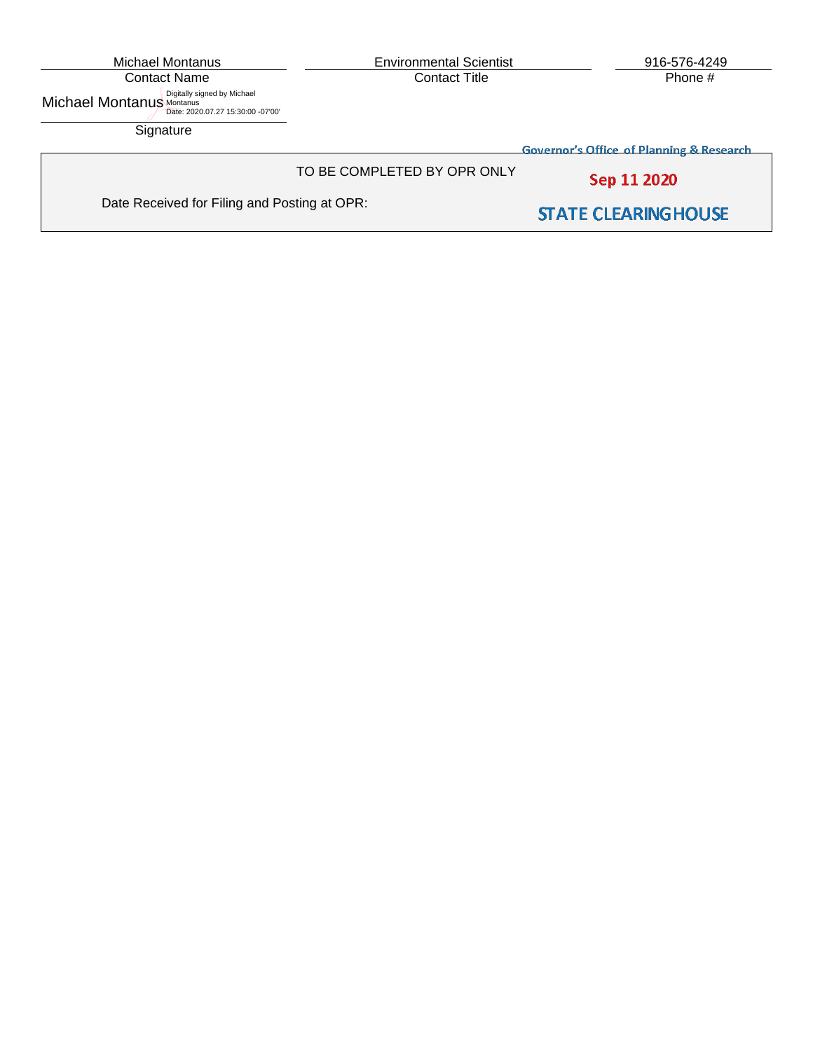| Michael Montanus | Environmental Scientist | 916-576-4249 |
|---|---|---|
| Contact Name | Contact Title | Phone # |

Michael Montanus Digitally signed by Michael Montanus Date: 2020.07.27 15:30:00 -07'00'

Signature

Governor's Office of Planning & Research

TO BE COMPLETED BY OPR ONLY

Date Received for Filing and Posting at OPR:

Sep 11 2020

STATE CLEARINGHOUSE